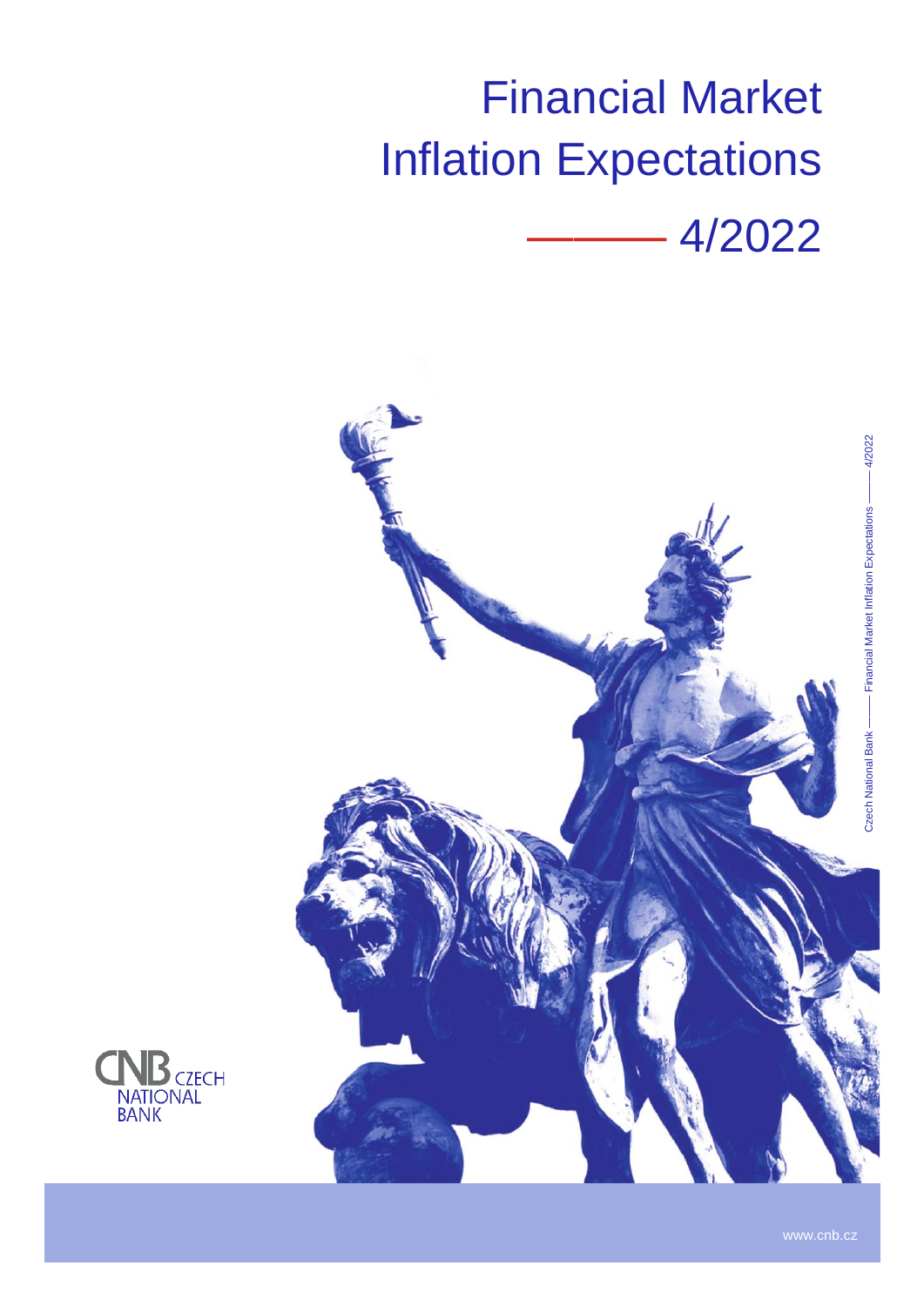# Financial Market Inflation Expectations

## 4/2022

CZECH NATIONAL BANK

www.cnb.cz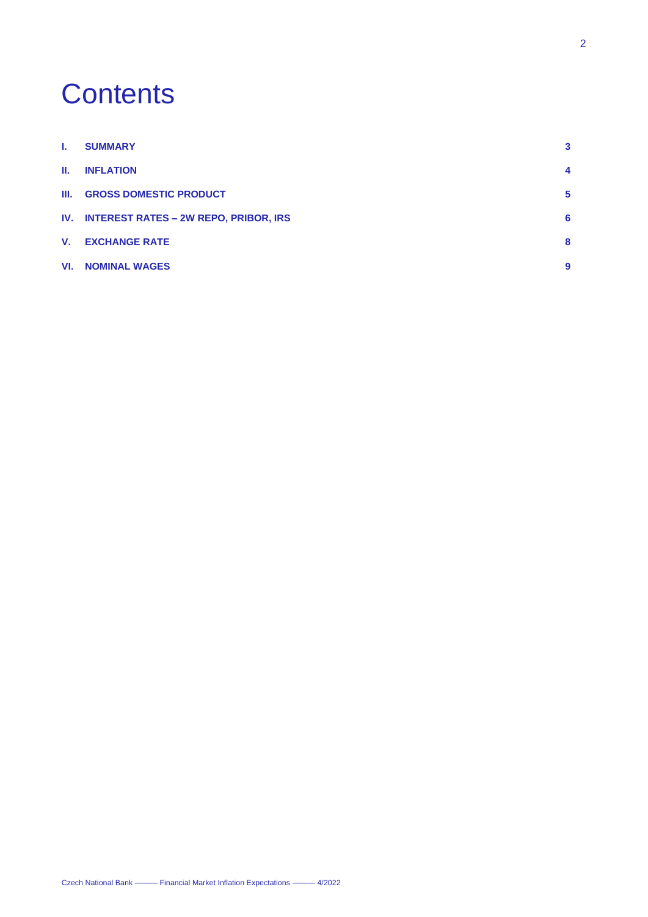# Contents

| | | |
|---|---|---|
| **I.** | **SUMMARY** | **3** |
| **II.** | **INFLATION** | **4** |
| **III.** | **GROSS DOMESTIC PRODUCT** | **5** |
| **IV.** | **INTEREST RATES – 2W REPO, PRIBOR, IRS** | **6** |
| **V.** | **EXCHANGE RATE** | **8** |
| **VI.** | **NOMINAL WAGES** | **9** |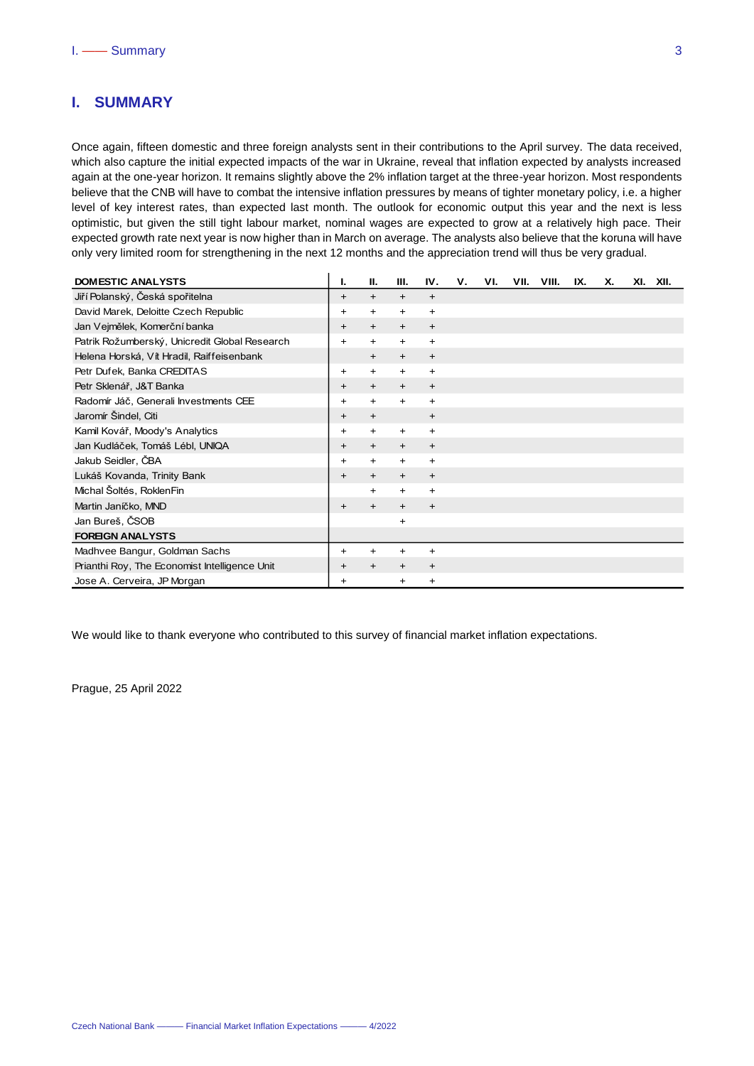# I. SUMMARY

Once again, fifteen domestic and three foreign analysts sent in their contributions to the April survey. The data received, which also capture the initial expected impacts of the war in Ukraine, reveal that inflation expected by analysts increased again at the one-year horizon. It remains slightly above the 2% inflation target at the three-year horizon. Most respondents believe that the CNB will have to combat the intensive inflation pressures by means of tighter monetary policy, i.e. a higher level of key interest rates, than expected last month. The outlook for economic output this year and the next is less optimistic, but given the still tight labour market, nominal wages are expected to grow at a relatively high pace. Their expected growth rate next year is now higher than in March on average. The analysts also believe that the koruna will have only very limited room for strengthening in the next 12 months and the appreciation trend will thus be very gradual.

| DOMESTIC ANALYSTS | I. | II. | III. | IV. | V. | VI. | VII. | VIII. | IX. | X. | XI. | XII. |
|---|---|---|---|---|---|---|---|---|---|---|---|---|
| Jiří Polanský, Česká spořitelna | + | + | + | + | | | | | | | | |
| David Marek, Deloitte Czech Republic | + | + | + | + | | | | | | | | |
| Jan Vejmělek, Komerční banka | + | + | + | + | | | | | | | | |
| Patrik Rožumberský, Unicredit Global Research | + | + | + | + | | | | | | | | |
| Helena Horská, Vít Hradil, Raiffeisenbank | | + | + | + | | | | | | | | |
| Petr Dufek, Banka CREDITAS | + | + | + | + | | | | | | | | |
| Petr Sklenář, J&T Banka | + | + | + | + | | | | | | | | |
| Radomír Jáč, Generali Investments CEE | + | + | + | + | | | | | | | | |
| Jaromír Šindel, Citi | + | + | | + | | | | | | | | |
| Kamil Kovář, Moody's Analytics | + | + | + | + | | | | | | | | |
| Jan Kudláček, Tomáš Lébl, UNIQA | + | + | + | + | | | | | | | | |
| Jakub Seidler, ČBA | + | + | + | + | | | | | | | | |
| Lukáš Kovanda, Trinity Bank | + | + | + | + | | | | | | | | |
| Michal Šoltés, RoklenFin | | + | + | + | | | | | | | | |
| Martin Janíčko, MND | + | + | + | + | | | | | | | | |
| Jan Bureš, ČSOB | | | + | | | | | | | | | |
| **FOREIGN ANALYSTS** | | | | | | | | | | | | |
| Madhvee Bangur, Goldman Sachs | + | + | + | + | | | | | | | | |
| Prianthi Roy, The Economist Intelligence Unit | + | + | + | + | | | | | | | | |
| Jose A. Cerveira, JP Morgan | + | | + | + | | | | | | | | |

We would like to thank everyone who contributed to this survey of financial market inflation expectations.

Prague, 25 April 2022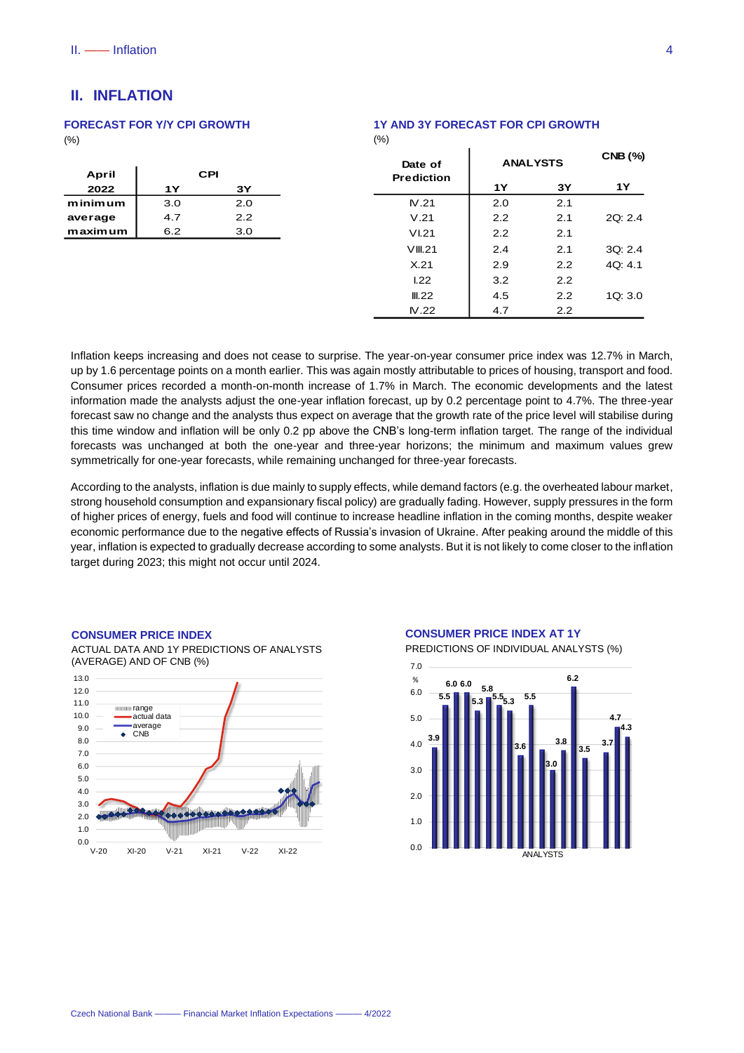## II. INFLATION

**FORECAST FOR Y/Y CPI GROWTH**

(%)

| April 2022 | CPI 1Y | CPI 3Y |
|---|---|---|
| minimum | 3.0 | 2.0 |
| average | 4.7 | 2.2 |
| maximum | 6.2 | 3.0 |

**1Y AND 3Y FORECAST FOR CPI GROWTH**

(%)

| Date of Prediction | ANALYSTS 1Y | ANALYSTS 3Y | CNB (%) 1Y |
|---|---|---|---|
| IV.21 | 2.0 | 2.1 | |
| V.21 | 2.2 | 2.1 | 2Q: 2.4 |
| VI.21 | 2.2 | 2.1 | |
| VIII.21 | 2.4 | 2.1 | 3Q: 2.4 |
| X.21 | 2.9 | 2.2 | 4Q: 4.1 |
| I.22 | 3.2 | 2.2 | |
| III.22 | 4.5 | 2.2 | 1Q: 3.0 |
| IV.22 | 4.7 | 2.2 | |

Inflation keeps increasing and does not cease to surprise. The year-on-year consumer price index was 12.7% in March, up by 1.6 percentage points on a month earlier. This was again mostly attributable to prices of housing, transport and food. Consumer prices recorded a month-on-month increase of 1.7% in March. The economic developments and the latest information made the analysts adjust the one-year inflation forecast, up by 0.2 percentage point to 4.7%. The three-year forecast saw no change and the analysts thus expect on average that the growth rate of the price level will stabilise during this time window and inflation will be only 0.2 pp above the CNB's long-term inflation target. The range of the individual forecasts was unchanged at both the one-year and three-year horizons; the minimum and maximum values grew symmetrically for one-year forecasts, while remaining unchanged for three-year forecasts.

According to the analysts, inflation is due mainly to supply effects, while demand factors (e.g. the overheated labour market, strong household consumption and expansionary fiscal policy) are gradually fading. However, supply pressures in the form of higher prices of energy, fuels and food will continue to increase headline inflation in the coming months, despite weaker economic performance due to the negative effects of Russia's invasion of Ukraine. After peaking around the middle of this year, inflation is expected to gradually decrease according to some analysts. But it is not likely to come closer to the inflation target during 2023; this might not occur until 2024.

**CONSUMER PRICE INDEX**

ACTUAL DATA AND 1Y PREDICTIONS OF ANALYSTS (AVERAGE) AND OF CNB (%)

**CONSUMER PRICE INDEX AT 1Y**

PREDICTIONS OF INDIVIDUAL ANALYSTS (%)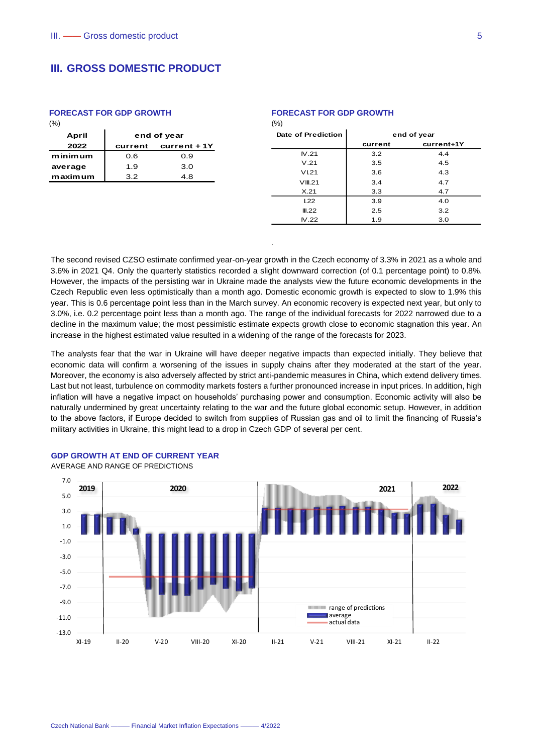# III. GROSS DOMESTIC PRODUCT

**FORECAST FOR GDP GROWTH**

(%)

| April 2022 | end of year current | current + 1Y |
|---|---|---|
| minimum | 0.6 | 0.9 |
| average | 1.9 | 3.0 |
| maximum | 3.2 | 4.8 |

**FORECAST FOR GDP GROWTH**

(%)

| Date of Prediction | end of year current | current+1Y |
|---|---|---|
| IV.21 | 3.2 | 4.4 |
| V.21 | 3.5 | 4.5 |
| VI.21 | 3.6 | 4.3 |
| VIII.21 | 3.4 | 4.7 |
| X.21 | 3.3 | 4.7 |
| I.22 | 3.9 | 4.0 |
| III.22 | 2.5 | 3.2 |
| IV.22 | 1.9 | 3.0 |

The second revised CZSO estimate confirmed year-on-year growth in the Czech economy of 3.3% in 2021 as a whole and 3.6% in 2021 Q4. Only the quarterly statistics recorded a slight downward correction (of 0.1 percentage point) to 0.8%. However, the impacts of the persisting war in Ukraine made the analysts view the future economic developments in the Czech Republic even less optimistically than a month ago. Domestic economic growth is expected to slow to 1.9% this year. This is 0.6 percentage point less than in the March survey. An economic recovery is expected next year, but only to 3.0%, i.e. 0.2 percentage point less than a month ago. The range of the individual forecasts for 2022 narrowed due to a decline in the maximum value; the most pessimistic estimate expects growth close to economic stagnation this year. An increase in the highest estimated value resulted in a widening of the range of the forecasts for 2023.

The analysts fear that the war in Ukraine will have deeper negative impacts than expected initially. They believe that economic data will confirm a worsening of the issues in supply chains after they moderated at the start of the year. Moreover, the economy is also adversely affected by strict anti-pandemic measures in China, which extend delivery times. Last but not least, turbulence on commodity markets fosters a further pronounced increase in input prices. In addition, high inflation will have a negative impact on households' purchasing power and consumption. Economic activity will also be naturally undermined by great uncertainty relating to the war and the future global economic setup. However, in addition to the above factors, if Europe decided to switch from supplies of Russian gas and oil to limit the financing of Russia's military activities in Ukraine, this might lead to a drop in Czech GDP of several per cent.

**GDP GROWTH AT END OF CURRENT YEAR**

AVERAGE AND RANGE OF PREDICTIONS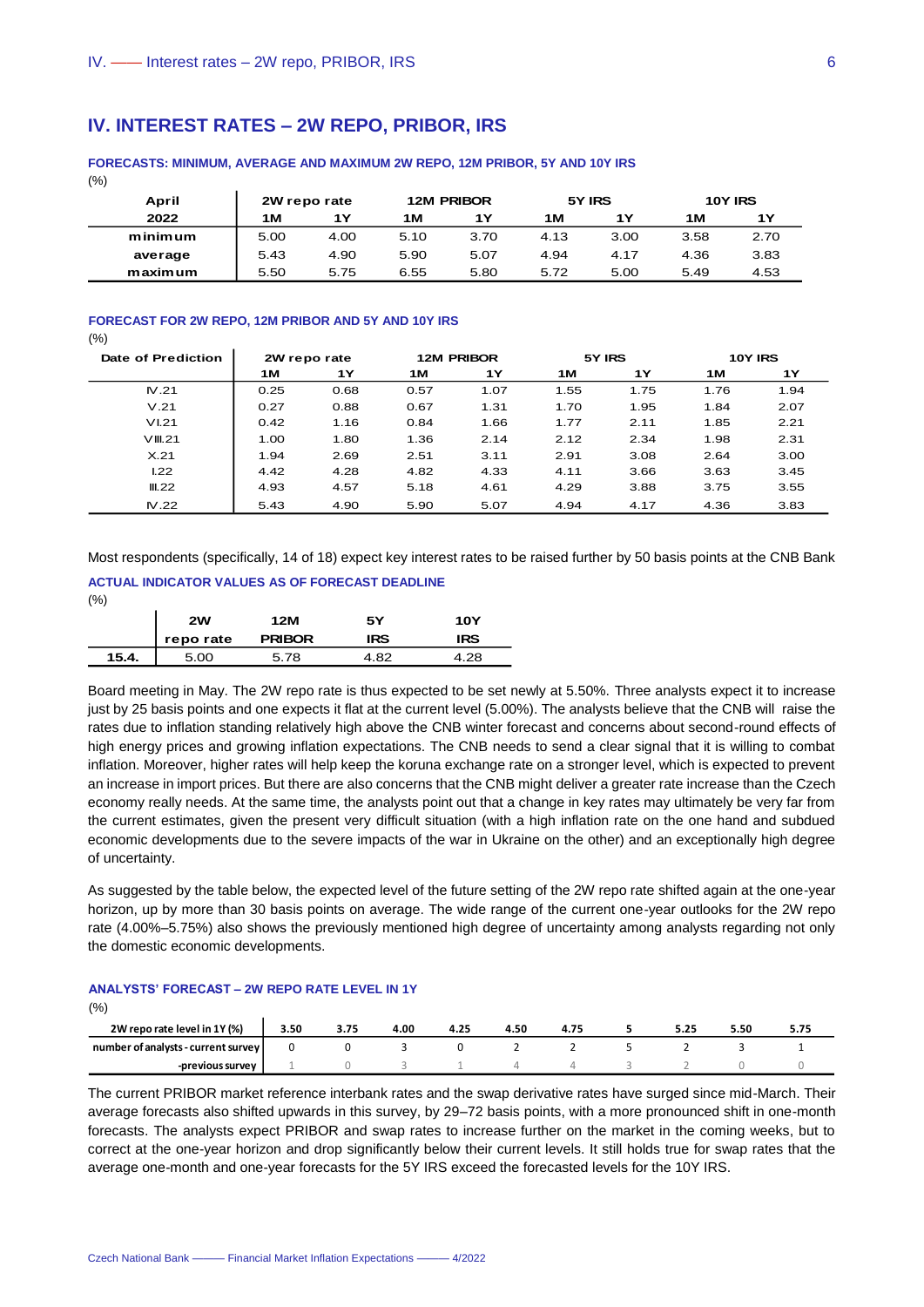## IV. INTEREST RATES – 2W REPO, PRIBOR, IRS

**FORECASTS: MINIMUM, AVERAGE AND MAXIMUM 2W REPO, 12M PRIBOR, 5Y AND 10Y IRS**

(%)

| April | 2W repo rate | | 12M PRIBOR | | 5Y IRS | | 10Y IRS | |
|---|---|---|---|---|---|---|---|---|
| 2022 | 1M | 1Y | 1M | 1Y | 1M | 1Y | 1M | 1Y |
| minimum | 5.00 | 4.00 | 5.10 | 3.70 | 4.13 | 3.00 | 3.58 | 2.70 |
| average | 5.43 | 4.90 | 5.90 | 5.07 | 4.94 | 4.17 | 4.36 | 3.83 |
| maximum | 5.50 | 5.75 | 6.55 | 5.80 | 5.72 | 5.00 | 5.49 | 4.53 |

**FORECAST FOR 2W REPO, 12M PRIBOR AND 5Y AND 10Y IRS**

(%)

| Date of Prediction | 2W repo rate | | 12M PRIBOR | | 5Y IRS | | 10Y IRS | |
|---|---|---|---|---|---|---|---|---|
| | 1M | 1Y | 1M | 1Y | 1M | 1Y | 1M | 1Y |
| IV.21 | 0.25 | 0.68 | 0.57 | 1.07 | 1.55 | 1.75 | 1.76 | 1.94 |
| V.21 | 0.27 | 0.88 | 0.67 | 1.31 | 1.70 | 1.95 | 1.84 | 2.07 |
| VI.21 | 0.42 | 1.16 | 0.84 | 1.66 | 1.77 | 2.11 | 1.85 | 2.21 |
| VIII.21 | 1.00 | 1.80 | 1.36 | 2.14 | 2.12 | 2.34 | 1.98 | 2.31 |
| X.21 | 1.94 | 2.69 | 2.51 | 3.11 | 2.91 | 3.08 | 2.64 | 3.00 |
| I.22 | 4.42 | 4.28 | 4.82 | 4.33 | 4.11 | 3.66 | 3.63 | 3.45 |
| III.22 | 4.93 | 4.57 | 5.18 | 4.61 | 4.29 | 3.88 | 3.75 | 3.55 |
| IV.22 | 5.43 | 4.90 | 5.90 | 5.07 | 4.94 | 4.17 | 4.36 | 3.83 |

Most respondents (specifically, 14 of 18) expect key interest rates to be raised further by 50 basis points at the CNB Bank Board meeting in May. The 2W repo rate is thus expected to be set newly at 5.50%. Three analysts expect it to increase just by 25 basis points and one expects it flat at the current level (5.00%). The analysts believe that the CNB will raise the rates due to inflation standing relatively high above the CNB winter forecast and concerns about second-round effects of high energy prices and growing inflation expectations. The CNB needs to send a clear signal that it is willing to combat inflation. Moreover, higher rates will help keep the koruna exchange rate on a stronger level, which is expected to prevent an increase in import prices. But there are also concerns that the CNB might deliver a greater rate increase than the Czech economy really needs. At the same time, the analysts point out that a change in key rates may ultimately be very far from the current estimates, given the present very difficult situation (with a high inflation rate on the one hand and subdued economic developments due to the severe impacts of the war in Ukraine on the other) and an exceptionally high degree of uncertainty.

**ACTUAL INDICATOR VALUES AS OF FORECAST DEADLINE**

(%)

| | 2W repo rate | 12M PRIBOR | 5Y IRS | 10Y IRS |
|---|---|---|---|---|
| 15.4. | 5.00 | 5.78 | 4.82 | 4.28 |

As suggested by the table below, the expected level of the future setting of the 2W repo rate shifted again at the one-year horizon, up by more than 30 basis points on average. The wide range of the current one-year outlooks for the 2W repo rate (4.00%–5.75%) also shows the previously mentioned high degree of uncertainty among analysts regarding not only the domestic economic developments.

**ANALYSTS' FORECAST – 2W REPO RATE LEVEL IN 1Y**

(%)

| 2W repo rate level in 1Y (%) | 3.50 | 3.75 | 4.00 | 4.25 | 4.50 | 4.75 | 5 | 5.25 | 5.50 | 5.75 |
|---|---|---|---|---|---|---|---|---|---|---|
| number of analysts - current survey | 0 | 0 | 3 | 0 | 2 | 2 | 5 | 2 | 3 | 1 |
| -previous survey | 1 | 0 | 3 | 1 | 4 | 4 | 3 | 2 | 0 | 0 |

The current PRIBOR market reference interbank rates and the swap derivative rates have surged since mid-March. Their average forecasts also shifted upwards in this survey, by 29–72 basis points, with a more pronounced shift in one-month forecasts. The analysts expect PRIBOR and swap rates to increase further on the market in the coming weeks, but to correct at the one-year horizon and drop significantly below their current levels. It still holds true for swap rates that the average one-month and one-year forecasts for the 5Y IRS exceed the forecasted levels for the 10Y IRS.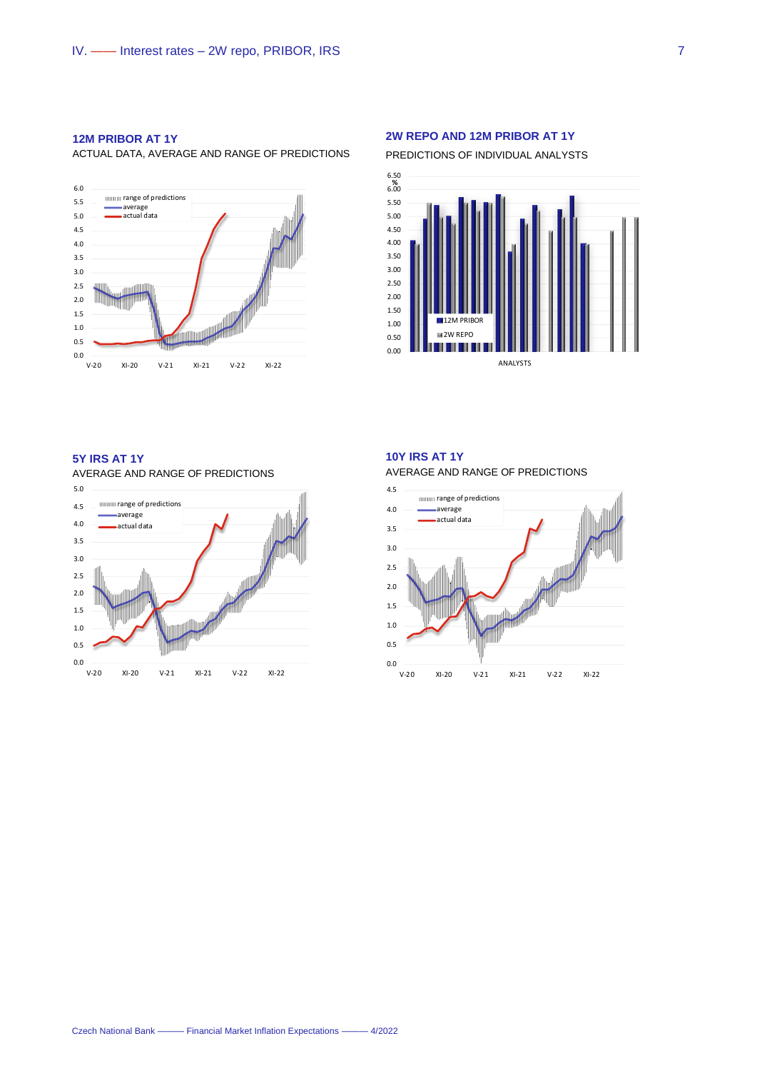## 12M PRIBOR AT 1Y

ACTUAL DATA, AVERAGE AND RANGE OF PREDICTIONS

## 2W REPO AND 12M PRIBOR AT 1Y

PREDICTIONS OF INDIVIDUAL ANALYSTS

## 5Y IRS AT 1Y

AVERAGE AND RANGE OF PREDICTIONS

## 10Y IRS AT 1Y

AVERAGE AND RANGE OF PREDICTIONS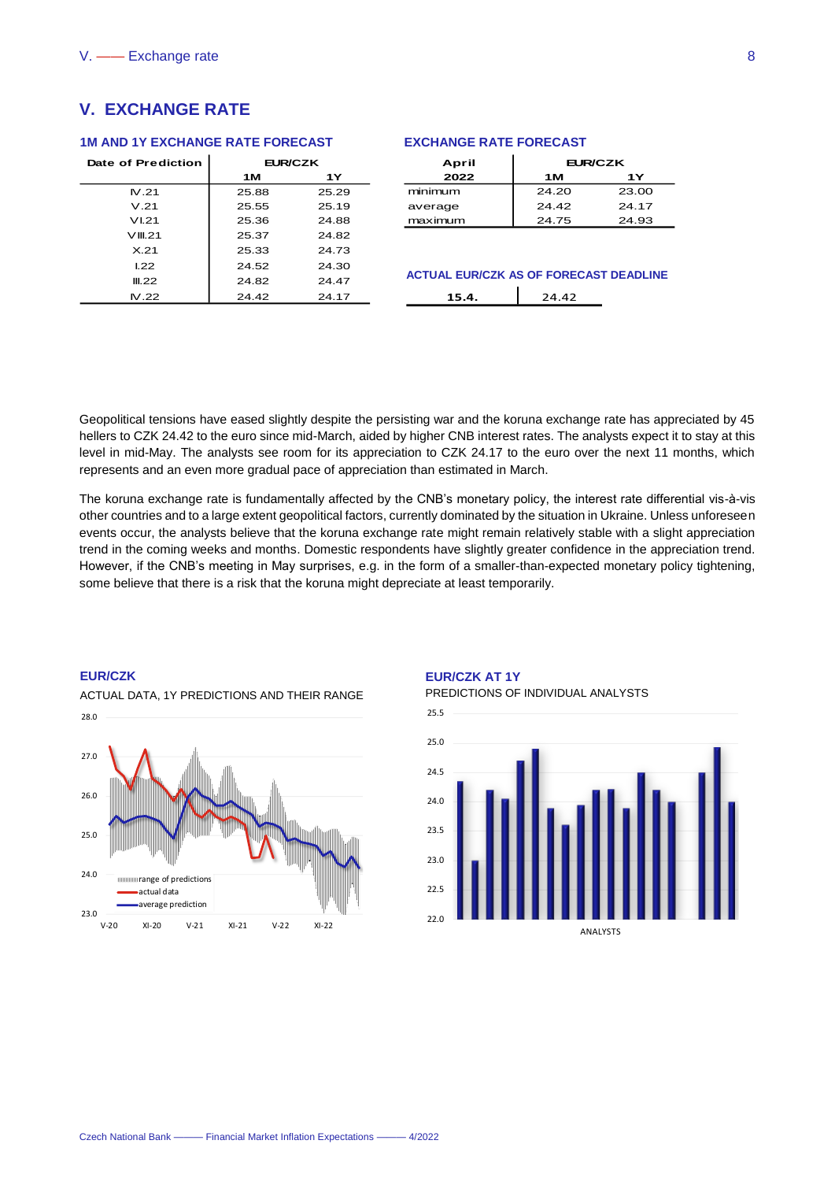# V. EXCHANGE RATE

### 1M AND 1Y EXCHANGE RATE FORECAST

| Date of Prediction | EUR/CZK | |
|---|---|---|
| | 1M | 1Y |
| IV.21 | 25.88 | 25.29 |
| V.21 | 25.55 | 25.19 |
| VI.21 | 25.36 | 24.88 |
| VIII.21 | 25.37 | 24.82 |
| X.21 | 25.33 | 24.73 |
| I.22 | 24.52 | 24.30 |
| III.22 | 24.82 | 24.47 |
| IV.22 | 24.42 | 24.17 |

### EXCHANGE RATE FORECAST

| April 2022 | EUR/CZK | |
|---|---|---|
| | 1M | 1Y |
| minimum | 24.20 | 23.00 |
| average | 24.42 | 24.17 |
| maximum | 24.75 | 24.93 |

### ACTUAL EUR/CZK AS OF FORECAST DEADLINE

| 15.4. | 24.42 |
|---|---|

Geopolitical tensions have eased slightly despite the persisting war and the koruna exchange rate has appreciated by 45 hellers to CZK 24.42 to the euro since mid-March, aided by higher CNB interest rates. The analysts expect it to stay at this level in mid-May. The analysts see room for its appreciation to CZK 24.17 to the euro over the next 11 months, which represents and an even more gradual pace of appreciation than estimated in March.

The koruna exchange rate is fundamentally affected by the CNB's monetary policy, the interest rate differential vis-à-vis other countries and to a large extent geopolitical factors, currently dominated by the situation in Ukraine. Unless unforeseen events occur, the analysts believe that the koruna exchange rate might remain relatively stable with a slight appreciation trend in the coming weeks and months. Domestic respondents have slightly greater confidence in the appreciation trend. However, if the CNB's meeting in May surprises, e.g. in the form of a smaller-than-expected monetary policy tightening, some believe that there is a risk that the koruna might depreciate at least temporarily.

**EUR/CZK**

ACTUAL DATA, 1Y PREDICTIONS AND THEIR RANGE

**EUR/CZK AT 1Y**

PREDICTIONS OF INDIVIDUAL ANALYSTS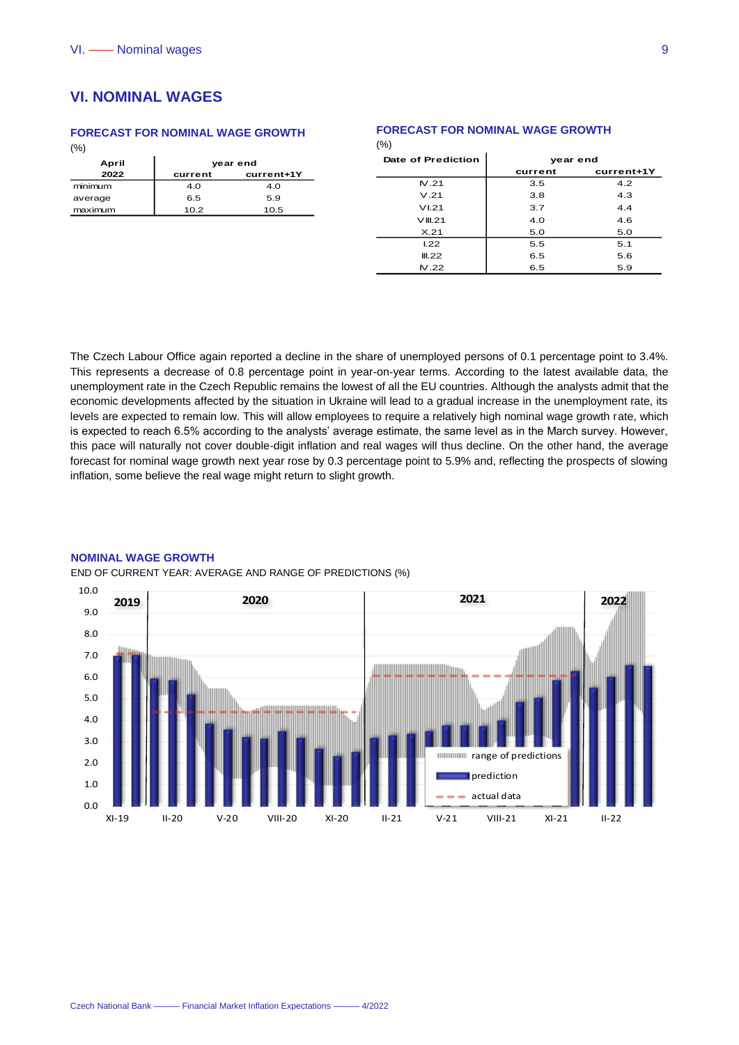# VI. NOMINAL WAGES

### FORECAST FOR NOMINAL WAGE GROWTH

(%)

| April 2022 | year end | |
|---|---|---|
| | current | current+1Y |
| minimum | 4.0 | 4.0 |
| average | 6.5 | 5.9 |
| maximum | 10.2 | 10.5 |

### FORECAST FOR NOMINAL WAGE GROWTH

(%)

| Date of Prediction | year end | |
|---|---|---|
| | current | current+1Y |
| IV.21 | 3.5 | 4.2 |
| V.21 | 3.8 | 4.3 |
| VI.21 | 3.7 | 4.4 |
| VIII.21 | 4.0 | 4.6 |
| X.21 | 5.0 | 5.0 |
| I.22 | 5.5 | 5.1 |
| III.22 | 6.5 | 5.6 |
| IV.22 | 6.5 | 5.9 |

The Czech Labour Office again reported a decline in the share of unemployed persons of 0.1 percentage point to 3.4%. This represents a decrease of 0.8 percentage point in year-on-year terms. According to the latest available data, the unemployment rate in the Czech Republic remains the lowest of all the EU countries. Although the analysts admit that the economic developments affected by the situation in Ukraine will lead to a gradual increase in the unemployment rate, its levels are expected to remain low. This will allow employees to require a relatively high nominal wage growth rate, which is expected to reach 6.5% according to the analysts' average estimate, the same level as in the March survey. However, this pace will naturally not cover double-digit inflation and real wages will thus decline. On the other hand, the average forecast for nominal wage growth next year rose by 0.3 percentage point to 5.9% and, reflecting the prospects of slowing inflation, some believe the real wage might return to slight growth.

### NOMINAL WAGE GROWTH

END OF CURRENT YEAR: AVERAGE AND RANGE OF PREDICTIONS (%)

10.0
9.0
8.0
7.0
6.0
5.0
4.0
3.0
2.0
1.0
0.0

2019
2020
2021
2022

XI-19
II-20
V-20
VIII-20
XI-20
II-21
V-21
VIII-21
XI-21
II-22

range of predictions
prediction
actual data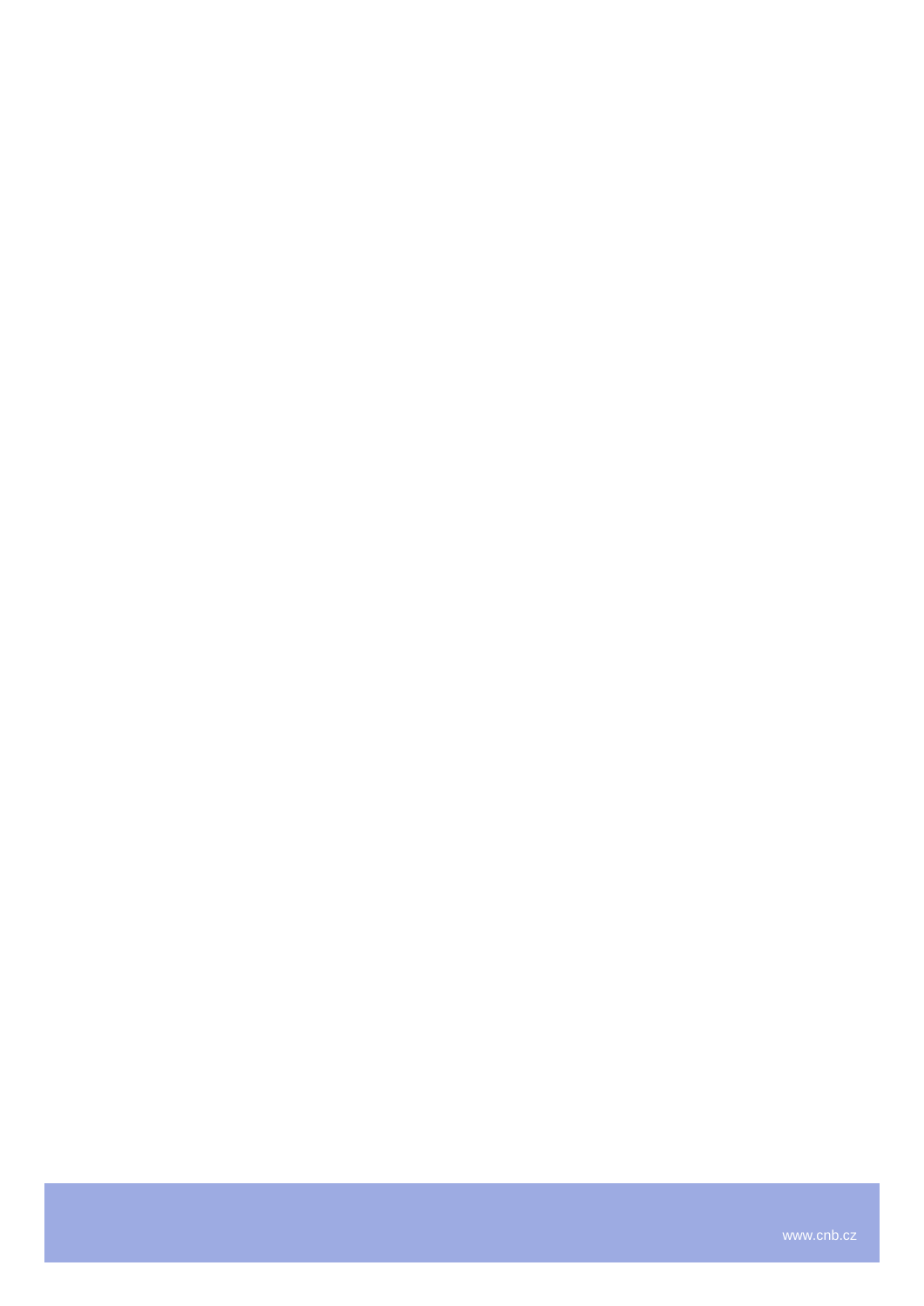www.cnb.cz